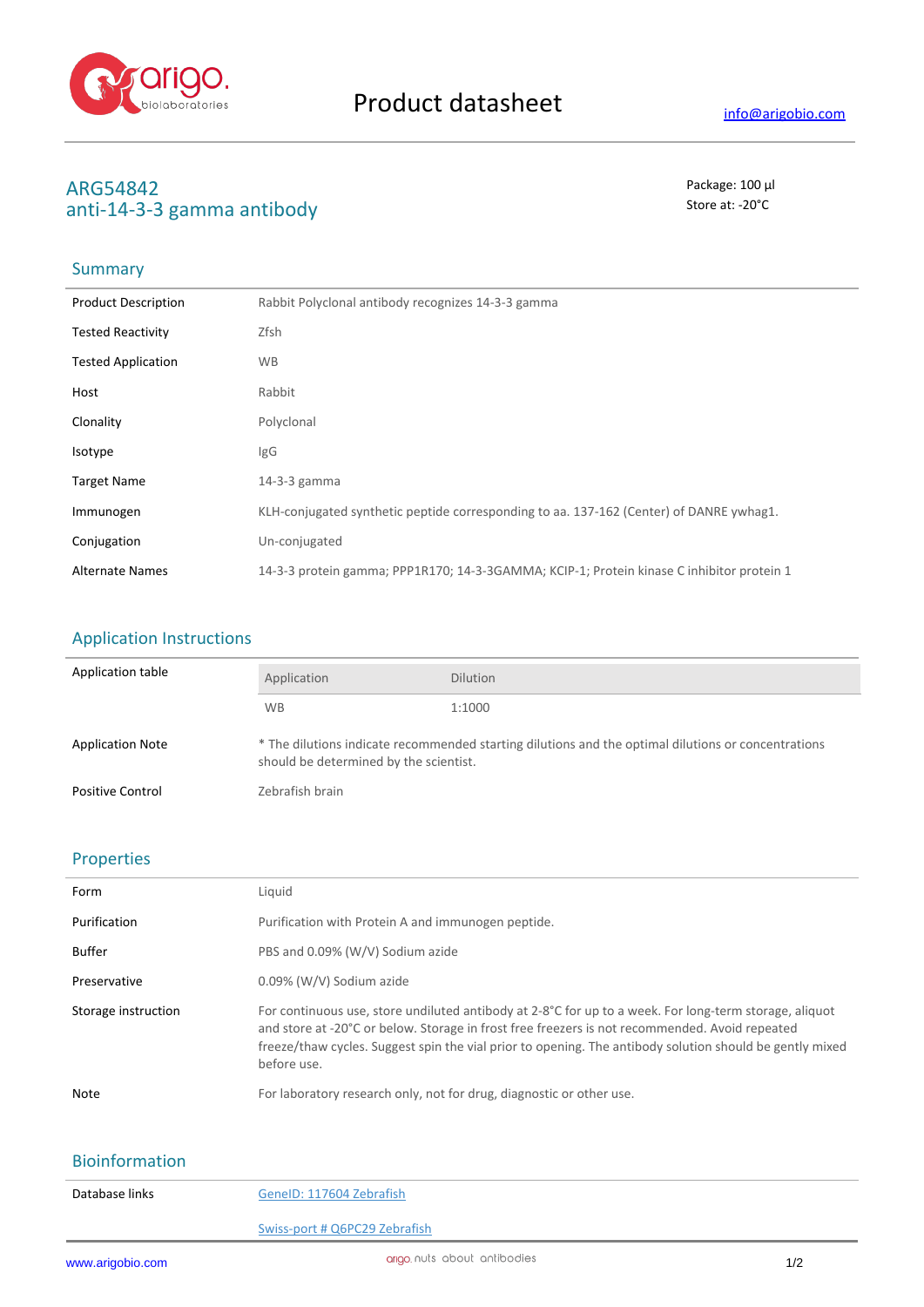Product datasheet

info@arigobio.com

# ARG54842
## anti-14-3-3 gamma antibody

Package: 100 μl
Store at: -20°C

## Summary

| | |
|---|---|
| Product Description | Rabbit Polyclonal antibody recognizes 14-3-3 gamma |
| Tested Reactivity | Zfsh |
| Tested Application | WB |
| Host | Rabbit |
| Clonality | Polyclonal |
| Isotype | IgG |
| Target Name | 14-3-3 gamma |
| Immunogen | KLH-conjugated synthetic peptide corresponding to aa. 137-162 (Center) of DANRE ywhag1. |
| Conjugation | Un-conjugated |
| Alternate Names | 14-3-3 protein gamma; PPP1R170; 14-3-3GAMMA; KCIP-1; Protein kinase C inhibitor protein 1 |

## Application Instructions

Application table

| Application | Dilution |
|---|---|
| WB | 1:1000 |

| | |
|---|---|
| Application Note | * The dilutions indicate recommended starting dilutions and the optimal dilutions or concentrations should be determined by the scientist. |
| Positive Control | Zebrafish brain |

## Properties

| | |
|---|---|
| Form | Liquid |
| Purification | Purification with Protein A and immunogen peptide. |
| Buffer | PBS and 0.09% (W/V) Sodium azide |
| Preservative | 0.09% (W/V) Sodium azide |
| Storage instruction | For continuous use, store undiluted antibody at 2-8°C for up to a week. For long-term storage, aliquot and store at -20°C or below. Storage in frost free freezers is not recommended. Avoid repeated freeze/thaw cycles. Suggest spin the vial prior to opening. The antibody solution should be gently mixed before use. |
| Note | For laboratory research only, not for drug, diagnostic or other use. |

## Bioinformation

| | |
|---|---|
| Database links | GeneID: 117604 Zebrafish |
| | Swiss-port # Q6PC29 Zebrafish |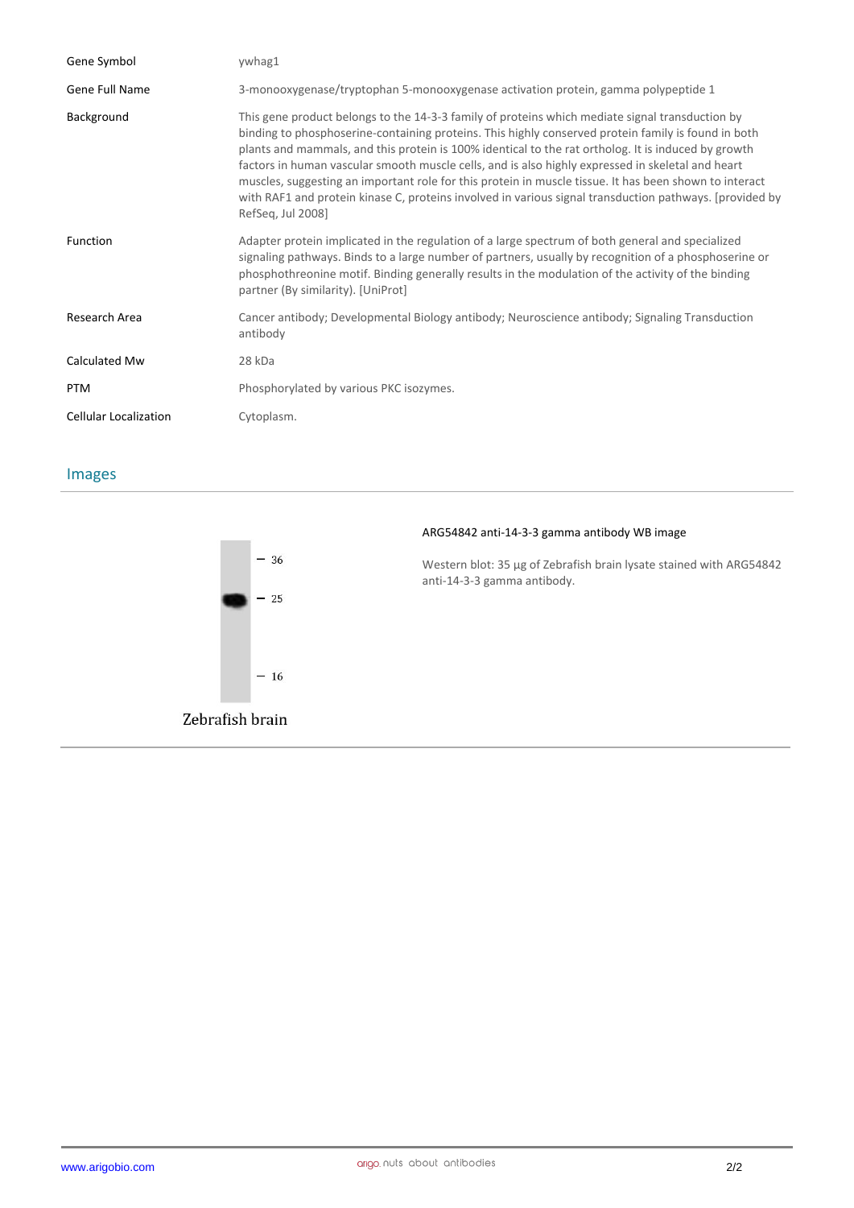| | |
|---|---|
| Gene Symbol | ywhag1 |
| Gene Full Name | 3-monooxygenase/tryptophan 5-monooxygenase activation protein, gamma polypeptide 1 |
| Background | This gene product belongs to the 14-3-3 family of proteins which mediate signal transduction by binding to phosphoserine-containing proteins. This highly conserved protein family is found in both plants and mammals, and this protein is 100% identical to the rat ortholog. It is induced by growth factors in human vascular smooth muscle cells, and is also highly expressed in skeletal and heart muscles, suggesting an important role for this protein in muscle tissue. It has been shown to interact with RAF1 and protein kinase C, proteins involved in various signal transduction pathways. [provided by RefSeq, Jul 2008] |
| Function | Adapter protein implicated in the regulation of a large spectrum of both general and specialized signaling pathways. Binds to a large number of partners, usually by recognition of a phosphoserine or phosphothreonine motif. Binding generally results in the modulation of the activity of the binding partner (By similarity). [UniProt] |
| Research Area | Cancer antibody; Developmental Biology antibody; Neuroscience antibody; Signaling Transduction antibody |
| Calculated Mw | 28 kDa |
| PTM | Phosphorylated by various PKC isozymes. |
| Cellular Localization | Cytoplasm. |

## Images

36
25
16
Zebrafish brain

ARG54842 anti-14-3-3 gamma antibody WB image

Western blot: 35 µg of Zebrafish brain lysate stained with ARG54842 anti-14-3-3 gamma antibody.